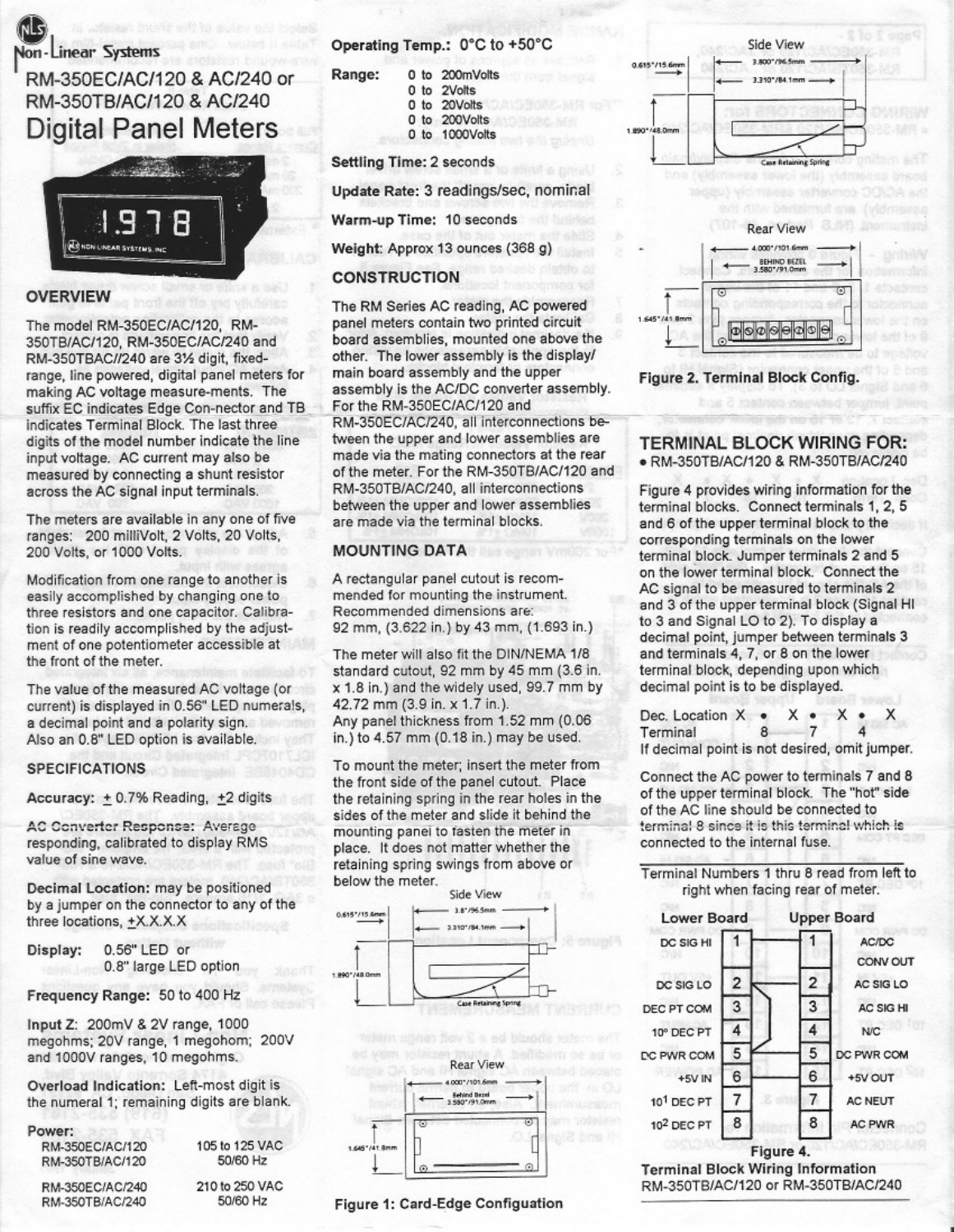Non-Linear Systems

# RM-350EC/AC/120 & AC/240 or RM-350TB/AC/120 & AC/240

# Digital Panel Meters

## OVERVIEW

The model RM-350EC/AC/120, RM-350TB/AC/120, RM-350EC/AC/240 and RM-350TBAC//240 are 3½ digit, fixed-range, line powered, digital panel meters for making AC voltage measure-ments. The suffix EC indicates Edge Con-nector and TB indicates Terminal Block. The last three digits of the model number indicate the line input voltage. AC current may also be measured by connecting a shunt resistor across the AC signal input terminals.

The meters are available in any one of five ranges: 200 milliVolt, 2 Volts, 20 Volts, 200 Volts, or 1000 Volts.

Modification from one range to another is easily accomplished by changing one to three resistors and one capacitor. Calibra-tion is readily accomplished by the adjust-ment of one potentiometer accessible at the front of the meter.

The value of the measured AC voltage (or current) is displayed in 0.56" LED numerals, a decimal point and a polarity sign. Also an 0.8" LED option is available.

## SPECIFICATIONS

**Accuracy:** ± 0.7% Reading, ±2 digits

**AC Converter Response:** Average responding, calibrated to display RMS value of sine wave.

**Decimal Location:** may be positioned by a jumper on the connector to any of the three locations, ±X.X.X.X

**Display:** 0.56" LED or 0.8" large LED option

**Frequency Range:** 50 to 400 Hz

**Input Z:** 200mV & 2V range, 1000 megohms; 20V range, 1 megohom; 200V and 1000V ranges, 10 megohms.

**Overload Indication:** Left-most digit is the numeral 1; remaining digits are blank.

**Power:**

| | |
|---|---|
| RM-350EC/AC/120<br>RM-350TB/AC/120 | 105 to 125 VAC<br>50/60 Hz |
| RM-350EC/AC/240<br>RM-350TB/AC/240 | 210 to 250 VAC<br>50/60 Hz |

**Operating Temp.:** 0°C to +50°C

**Range:**
0 to 200mVolts
0 to 2Volts
0 to 20Volts
0 to 200Volts
0 to 1000Volts

**Settling Time:** 2 seconds

**Update Rate:** 3 readings/sec, nominal

**Warm-up Time:** 10 seconds

**Weight:** Approx 13 ounces (368 g)

## CONSTRUCTION

The RM Series AC reading, AC powered panel meters contain two printed circuit board assemblies, mounted one above the other. The lower assembly is the display/ main board assembly and the upper assembly is the AC/DC converter assembly. For the RM-350EC/AC/120 and RM-350EC/AC/240, all interconnections be-tween the upper and lower assemblies are made via the mating connectors at the rear of the meter. For the RM-350TB/AC/120 and RM-350TB/AC/240, all interconnections between the upper and lower assemblies are made via the terminal blocks.

## MOUNTING DATA

A rectangular panel cutout is recom-mended for mounting the instrument. Recommended dimensions are: 92 mm, (3.622 in.) by 43 mm, (1.693 in.)

The meter will also fit the DIN/NEMA 1/8 standard cutout, 92 mm by 45 mm (3.6 in. x 1.8 in.) and the widely used, 99.7 mm by 42.72 mm (3.9 in. x 1.7 in.).
Any panel thickness from 1.52 mm (0.06 in.) to 4.57 mm (0.18 in.) may be used.

To mount the meter; insert the meter from the front side of the panel cutout. Place the retaining spring in the rear holes in the sides of the meter and slide it behind the mounting panel to fasten the meter in place. It does not matter whether the retaining spring swings from above or below the meter.

Side View: 0.615"/15.6mm; 3.8"/96.5mm; 3.310"/84.1mm; 1.890"/48.0mm; Case Retaining Spring

Rear View: 4.000"/101.6mm; Behind Bezel 3.580"/91.0mm; 1.645"/41.8mm

**Figure 1: Card-Edge Configuation**

Side View: 0.615"/15.6mm; 3.800"/96.5mm; 3.310"/84.1mm; 1.890"/48.0mm; Case Retaining Spring

Rear View: 4.000"/101.6mm; BEHIND BEZEL 3.580"/91.0mm; 1.645"/41.8mm

**Figure 2. Terminal Block Config.**

## TERMINAL BLOCK WIRING FOR:

• RM-350TB/AC/120 & RM-350TB/AC/240

Figure 4 provides wiring information for the terminal blocks. Connect terminals 1, 2, 5 and 6 of the upper terminal block to the corresponding terminals on the lower terminal block. Jumper terminals 2 and 5 on the lower terminal block. Connect the AC signal to be measured to terminals 2 and 3 of the upper terminal block (Signal HI to 3 and Signal LO to 2). To display a decimal point, jumper between terminals 3 and terminals 4, 7, or 8 on the lower terminal block, depending upon which decimal point is to be displayed.

| Dec. Location | X • | X • | X • | X |
|---|---|---|---|---|
| Terminal | 8 | 7 | 4 | |

If decimal point is not desired, omit jumper.

Connect the AC power to terminals 7 and 8 of the upper terminal block. The "hot" side of the AC line should be connected to terminal 8 since it is this terminal which is connected to the internal fuse.

Terminal Numbers 1 thru 8 read from left to right when facing rear of meter.

| Lower Board | | | Upper Board |
|---|---|---|---|
| DC SIG HI | 1 | 1 | AC/DC CONV OUT |
| DC SIG LO | 2 | 2 | AC SIG LO |
| DEC PT COM | 3 | 3 | AC SIG HI |
| $10^0$ DEC PT | 4 | 4 | N/C |
| DC PWR COM | 5 | 5 | DC PWR COM |
| +5V IN | 6 | 6 | +5V OUT |
| $10^1$ DEC PT | 7 | 7 | AC NEUT |
| $10^2$ DEC PT | 8 | 8 | AC PWR |

**Figure 4.**
**Terminal Block Wiring Information**
RM-350TB/AC/120 or RM-350TB/AC/240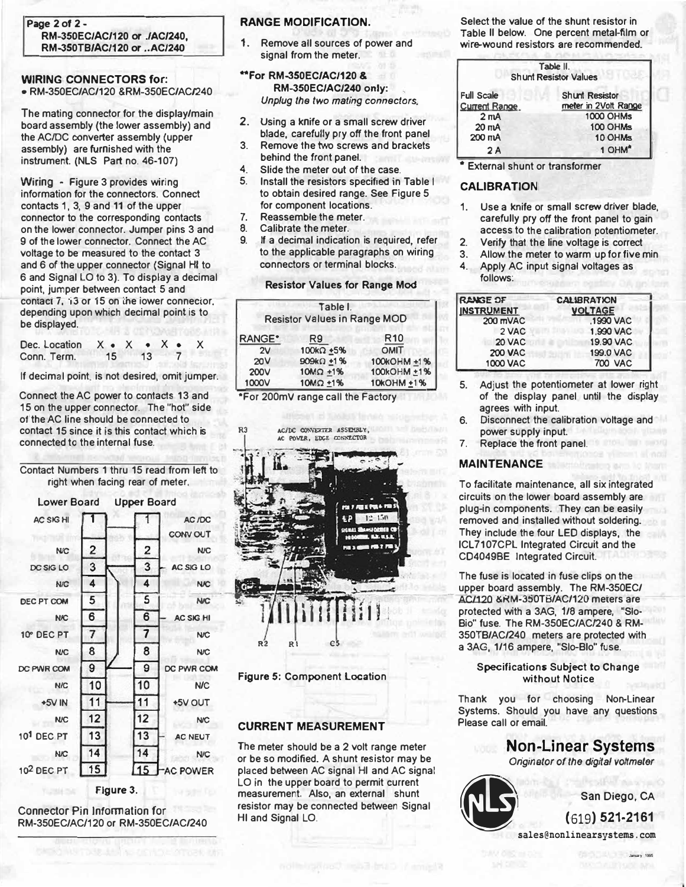**Page 2 of 2 -**
**RM-350EC/AC/120 or ./AC/240,**
**RM-350TB/AC/120 or ..AC/240**

## WIRING CONNECTORS for:

- RM-350EC/AC/120 &RM-350EC/AC/240

The mating connector for the display/main board assembly (the lower assembly) and the AC/DC converter assembly (upper assembly) are furnished with the instrument. (NLS Part no. 46-107)

Wiring - Figure 3 provides wiring information for the connectors. Connect contacts 1, 3, 9 and 11 of the upper connector to the corresponding contacts on the lower connector. Jumper pins 3 and 9 of the lower connector. Connect the AC voltage to be measured to the contact 3 and 6 of the upper connector (Signal HI to 6 and Signal LO to 3). To display a decimal point, jumper between contact 5 and contact 7, 13 or 15 on the lower connector, depending upon which decimal point is to be displayed.

| | | | | | | | |
|---|---|---|---|---|---|---|---|
| Dec. Location | X | • | X | • | X | • | X |
| Conn. Term. | | 15 | | 13 | | 7 | |

If decimal point is not desired, omit jumper.

Connect the AC power to contacts 13 and 15 on the upper connector. The "hot" side of the AC line should be connected to contact 15 since it is this contact which is connected to the internal fuse.

Contact Numbers 1 thru 15 read from left to right when facing rear of meter.

Lower Board
Upper Board

| Lower Board | Pin | Pin | Upper Board |
|---|---|---|---|
| AC SIG HI | 1 | 1 | AC/DC CONV OUT |
| N/C | 2 | 2 | N/C |
| DC SIG LO | 3 | 3 | AC SIG LO |
| N/C | 4 | 4 | N/C |
| DEC PT COM | 5 | 5 | N/C |
| N/C | 6 | 6 | AC SIG HI |
| 10⁰ DEC PT | 7 | 7 | N/C |
| N/C | 8 | 8 | N/C |
| DC PWR COM | 9 | 9 | DC PWR COM |
| N/C | 10 | 10 | N/C |
| +5V IN | 11 | 11 | +5V OUT |
| N/C | 12 | 12 | N/C |
| 10¹ DEC PT | 13 | 13 | AC NEUT |
| N/C | 14 | 14 | N/C |
| 10² DEC PT | 15 | 15 | AC POWER |

Figure 3.

Connector Pin Information for RM-350EC/AC/120 or RM-350EC/AC/240

## RANGE MODIFICATION.

1. Remove all sources of power and signal from the meter.

**For RM-350EC/AC/120 & RM-350EC/AC/240 only:**
*Unplug the two mating connectors.*

2. Using a knife or a small screw driver blade, carefully pry off the front panel
3. Remove the two screws and brackets behind the front panel.
4. Slide the meter out of the case.
5. Install the resistors specified in Table I to obtain desired range. See Figure 5 for component locations.
7. Reassemble the meter.
8. Calibrate the meter.
9. If a decimal indication is required, refer to the applicable paragraphs on wiring connectors or terminal blocks.

**Resistor Values for Range Mod**

Table I.
Resistor Values in Range MOD

| RANGE* | R9 | R10 |
|---|---|---|
| 2V | 100kΩ ±5% | OMIT |
| 20V | 909kΩ ±1% | 100kOHM ±1% |
| 200V | 10MΩ ±1% | 100kOHM ±1% |
| 1000V | 10MΩ ±1% | 10kOHM ±1% |

*For 200mV range call the Factory

R3
AC/DC CONVERTER ASSEMBLY, AC POWER, EDGE CONNECTOR
R2 R1 C5

Figure 5: Component Location

## CURRENT MEASUREMENT

The meter should be a 2 volt range meter or be so modified. A shunt resistor may be placed between AC signal HI and AC signal LO in the upper board to permit current measurement. Also, an external shunt resistor may be connected between Signal HI and Signal LO.

Select the value of the shunt resistor in Table II below. One percent metal-film or wire-wound resistors are recommended.

Table II.
Shunt Resistor Values

| Full Scale Current Range | Shunt Resistor meter in 2Volt Range |
|---|---|
| 2 mA | 1000 OHMs |
| 20 mA | 100 OHMs |
| 200 mA | 10 OHMs |
| 2 A | 1 OHM* |

* External shunt or transformer

## CALIBRATION

1. Use a knife or small screw driver blade, carefully pry off the front panel to gain access to the calibration potentiometer.
2. Verify that the line voltage is correct
3. Allow the meter to warm up for five min
4. Apply AC input signal voltages as follows:

| RANGE OF INSTRUMENT | CALIBRATION VOLTAGE |
|---|---|
| 200 mVAC | .1990 VAC |
| 2 VAC | 1.990 VAC |
| 20 VAC | 19.90 VAC |
| 200 VAC | 199.0 VAC |
| 1000 VAC | 700 VAC |

5. Adjust the potentiometer at lower right of the display panel until the display agrees with input.
6. Disconnect the calibration voltage and power supply input.
7. Replace the front panel.

## MAINTENANCE

To facilitate maintenance, all six integrated circuits on the lower board assembly are plug-in components. They can be easily removed and installed without soldering. They include the four LED displays, the ICL7107CPL Integrated Circuit and the CD4049BE Integrated Circuit.

The fuse is located in fuse clips on the upper board assembly. The RM-350EC/AC/120 &RM-350TB/AC/120 meters are protected with a 3AG, 1/8 ampere, "Slo-Bio" fuse. The RM-350EC/AC/240 & RM-350TB/AC/240 meters are protected with a 3AG, 1/16 ampere, "Slo-Blo" fuse.

**Specifications Subject to Change without Notice**

Thank you for choosing Non-Linear Systems. Should you have any questions Please call or email.

**Non-Linear Systems**
*Originator of the digital voltmeter*

San Diego, CA

**(619) 521-2161**

sales@nonlinearsystems.com

January 1995